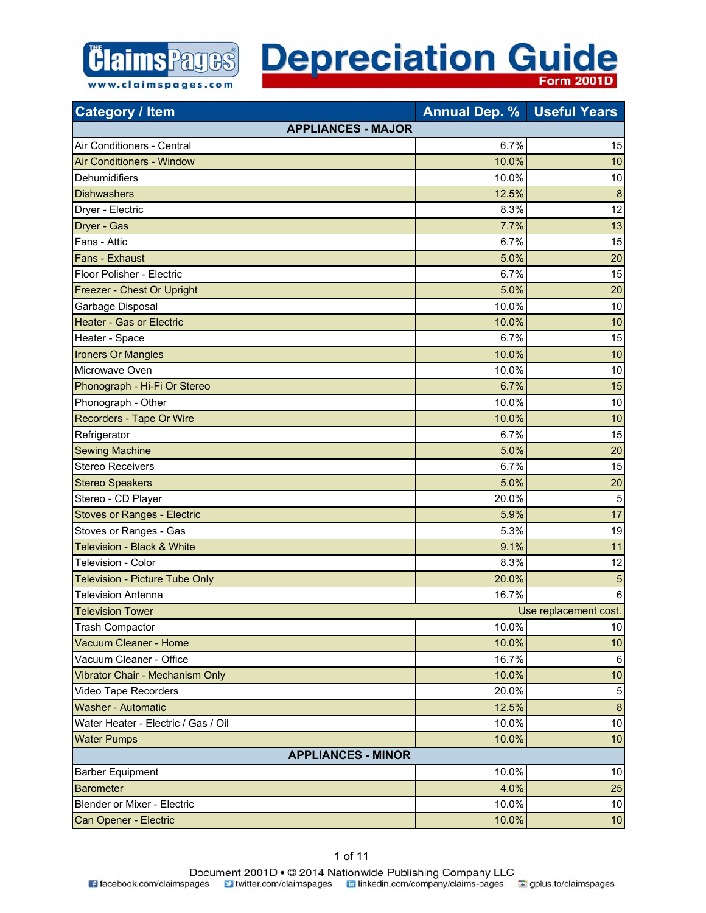# Depreciation Guide

**Form 2001D**

| Category / Item | Annual Dep. % | Useful Years |
|---|---|---|
| **APPLIANCES - MAJOR** | | |
| Air Conditioners - Central | 6.7% | 15 |
| Air Conditioners - Window | 10.0% | 10 |
| Dehumidifiers | 10.0% | 10 |
| Dishwashers | 12.5% | 8 |
| Dryer - Electric | 8.3% | 12 |
| Dryer - Gas | 7.7% | 13 |
| Fans - Attic | 6.7% | 15 |
| Fans - Exhaust | 5.0% | 20 |
| Floor Polisher - Electric | 6.7% | 15 |
| Freezer - Chest Or Upright | 5.0% | 20 |
| Garbage Disposal | 10.0% | 10 |
| Heater - Gas or Electric | 10.0% | 10 |
| Heater - Space | 6.7% | 15 |
| Ironers Or Mangles | 10.0% | 10 |
| Microwave Oven | 10.0% | 10 |
| Phonograph - Hi-Fi Or Stereo | 6.7% | 15 |
| Phonograph - Other | 10.0% | 10 |
| Recorders - Tape Or Wire | 10.0% | 10 |
| Refrigerator | 6.7% | 15 |
| Sewing Machine | 5.0% | 20 |
| Stereo Receivers | 6.7% | 15 |
| Stereo Speakers | 5.0% | 20 |
| Stereo - CD Player | 20.0% | 5 |
| Stoves or Ranges - Electric | 5.9% | 17 |
| Stoves or Ranges - Gas | 5.3% | 19 |
| Television - Black & White | 9.1% | 11 |
| Television - Color | 8.3% | 12 |
| Television - Picture Tube Only | 20.0% | 5 |
| Television Antenna | 16.7% | 6 |
| Television Tower | Use replacement cost. | |
| Trash Compactor | 10.0% | 10 |
| Vacuum Cleaner - Home | 10.0% | 10 |
| Vacuum Cleaner - Office | 16.7% | 6 |
| Vibrator Chair - Mechanism Only | 10.0% | 10 |
| Video Tape Recorders | 20.0% | 5 |
| Washer - Automatic | 12.5% | 8 |
| Water Heater - Electric / Gas / Oil | 10.0% | 10 |
| Water Pumps | 10.0% | 10 |
| **APPLIANCES - MINOR** | | |
| Barber Equipment | 10.0% | 10 |
| Barometer | 4.0% | 25 |
| Blender or Mixer - Electric | 10.0% | 10 |
| Can Opener - Electric | 10.0% | 10 |

Document 2001D • © 2014 Nationwide Publishing Company LLC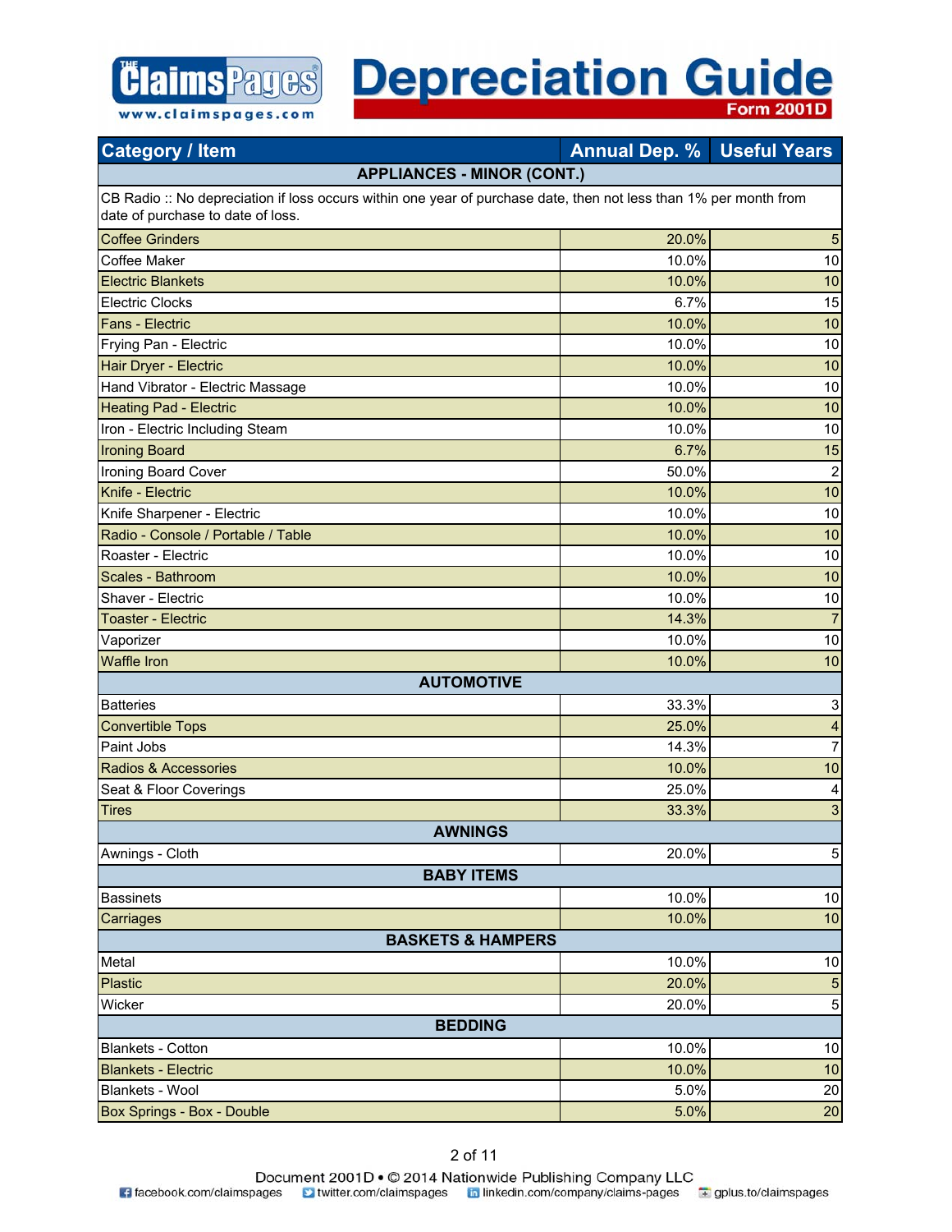# Depreciation Guide

Form 2001D

| Category / Item | Annual Dep. % | Useful Years |
|---|---|---|
| **APPLIANCES - MINOR (CONT.)** | | |
| CB Radio :: No depreciation if loss occurs within one year of purchase date, then not less than 1% per month from date of purchase to date of loss. | | |
| Coffee Grinders | 20.0% | 5 |
| Coffee Maker | 10.0% | 10 |
| Electric Blankets | 10.0% | 10 |
| Electric Clocks | 6.7% | 15 |
| Fans - Electric | 10.0% | 10 |
| Frying Pan - Electric | 10.0% | 10 |
| Hair Dryer - Electric | 10.0% | 10 |
| Hand Vibrator - Electric Massage | 10.0% | 10 |
| Heating Pad - Electric | 10.0% | 10 |
| Iron - Electric Including Steam | 10.0% | 10 |
| Ironing Board | 6.7% | 15 |
| Ironing Board Cover | 50.0% | 2 |
| Knife - Electric | 10.0% | 10 |
| Knife Sharpener - Electric | 10.0% | 10 |
| Radio - Console / Portable / Table | 10.0% | 10 |
| Roaster - Electric | 10.0% | 10 |
| Scales - Bathroom | 10.0% | 10 |
| Shaver - Electric | 10.0% | 10 |
| Toaster - Electric | 14.3% | 7 |
| Vaporizer | 10.0% | 10 |
| Waffle Iron | 10.0% | 10 |
| **AUTOMOTIVE** | | |
| Batteries | 33.3% | 3 |
| Convertible Tops | 25.0% | 4 |
| Paint Jobs | 14.3% | 7 |
| Radios & Accessories | 10.0% | 10 |
| Seat & Floor Coverings | 25.0% | 4 |
| Tires | 33.3% | 3 |
| **AWNINGS** | | |
| Awnings - Cloth | 20.0% | 5 |
| **BABY ITEMS** | | |
| Bassinets | 10.0% | 10 |
| Carriages | 10.0% | 10 |
| **BASKETS & HAMPERS** | | |
| Metal | 10.0% | 10 |
| Plastic | 20.0% | 5 |
| Wicker | 20.0% | 5 |
| **BEDDING** | | |
| Blankets - Cotton | 10.0% | 10 |
| Blankets - Electric | 10.0% | 10 |
| Blankets - Wool | 5.0% | 20 |
| Box Springs - Box - Double | 5.0% | 20 |

Document 2001D • © 2014 Nationwide Publishing Company LLC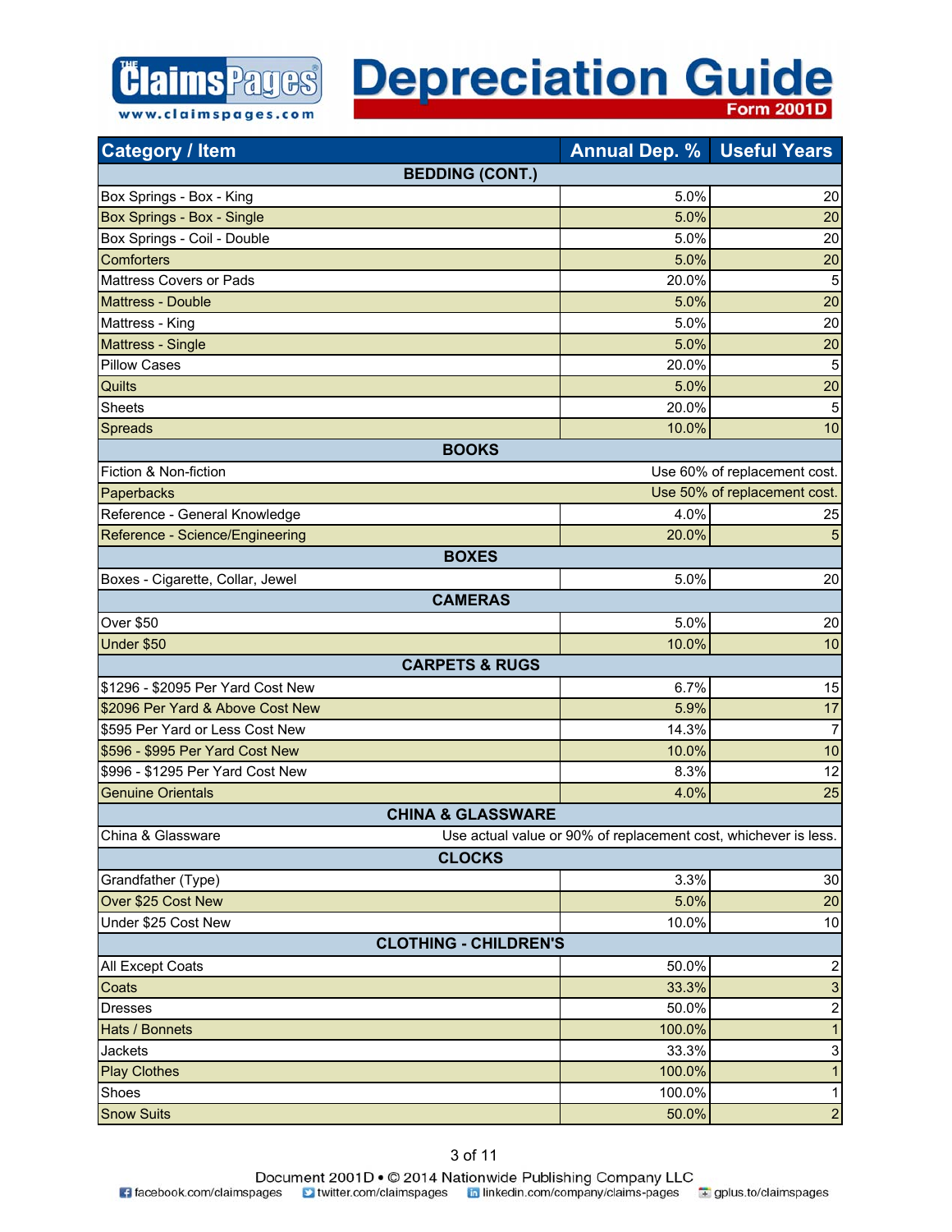# Depreciation Guide

Form 2001D

| Category / Item | Annual Dep. % | Useful Years |
|---|---|---|
| **BEDDING (CONT.)** | | |
| Box Springs - Box - King | 5.0% | 20 |
| Box Springs - Box - Single | 5.0% | 20 |
| Box Springs - Coil - Double | 5.0% | 20 |
| Comforters | 5.0% | 20 |
| Mattress Covers or Pads | 20.0% | 5 |
| Mattress - Double | 5.0% | 20 |
| Mattress - King | 5.0% | 20 |
| Mattress - Single | 5.0% | 20 |
| Pillow Cases | 20.0% | 5 |
| Quilts | 5.0% | 20 |
| Sheets | 20.0% | 5 |
| Spreads | 10.0% | 10 |
| **BOOKS** | | |
| Fiction & Non-fiction | Use 60% of replacement cost. | |
| Paperbacks | Use 50% of replacement cost. | |
| Reference - General Knowledge | 4.0% | 25 |
| Reference - Science/Engineering | 20.0% | 5 |
| **BOXES** | | |
| Boxes - Cigarette, Collar, Jewel | 5.0% | 20 |
| **CAMERAS** | | |
| Over $50 | 5.0% | 20 |
| Under $50 | 10.0% | 10 |
| **CARPETS & RUGS** | | |
| $1296 - $2095 Per Yard Cost New | 6.7% | 15 |
| $2096 Per Yard & Above Cost New | 5.9% | 17 |
| $595 Per Yard or Less Cost New | 14.3% | 7 |
| $596 - $995 Per Yard Cost New | 10.0% | 10 |
| $996 - $1295 Per Yard Cost New | 8.3% | 12 |
| Genuine Orientals | 4.0% | 25 |
| **CHINA & GLASSWARE** | | |
| China & Glassware | Use actual value or 90% of replacement cost, whichever is less. | |
| **CLOCKS** | | |
| Grandfather (Type) | 3.3% | 30 |
| Over $25 Cost New | 5.0% | 20 |
| Under $25 Cost New | 10.0% | 10 |
| **CLOTHING - CHILDREN'S** | | |
| All Except Coats | 50.0% | 2 |
| Coats | 33.3% | 3 |
| Dresses | 50.0% | 2 |
| Hats / Bonnets | 100.0% | 1 |
| Jackets | 33.3% | 3 |
| Play Clothes | 100.0% | 1 |
| Shoes | 100.0% | 1 |
| Snow Suits | 50.0% | 2 |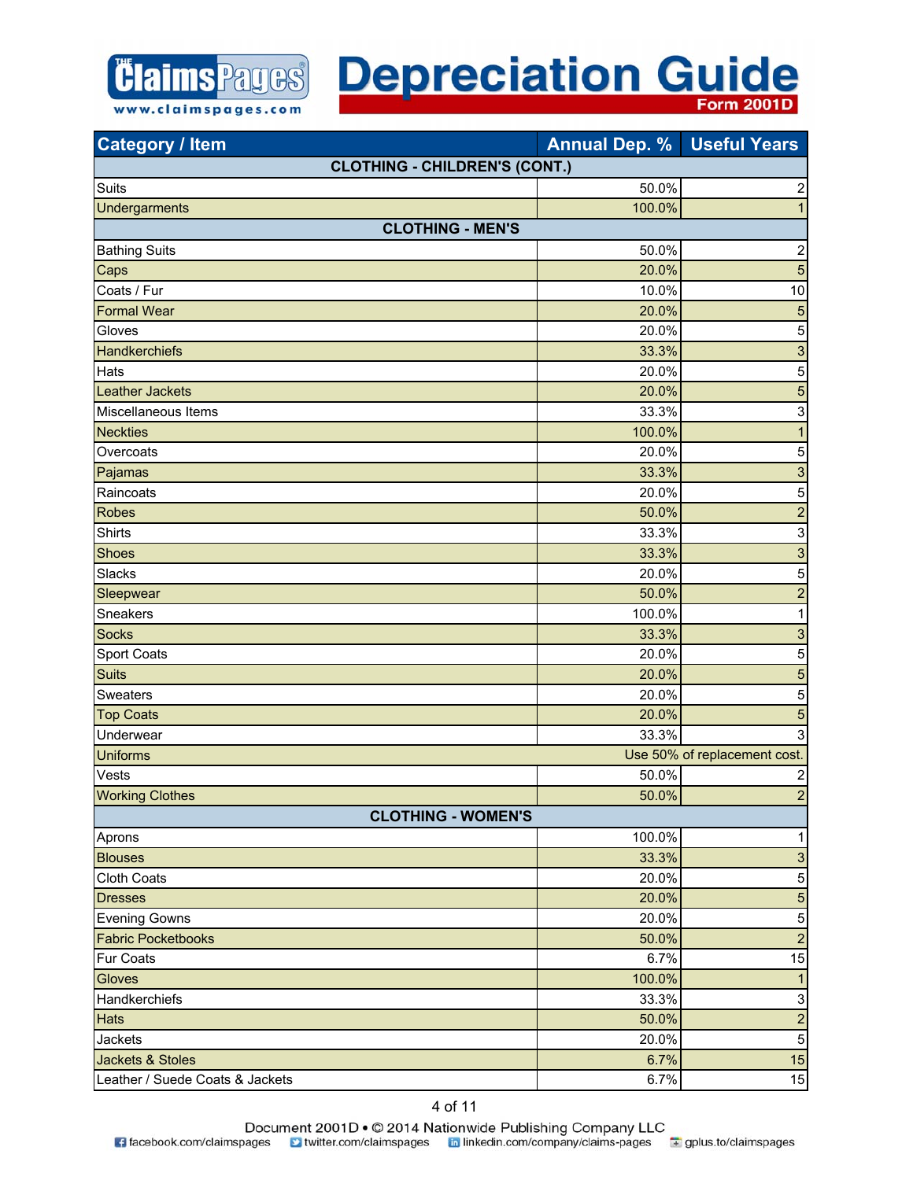# Depreciation Guide

Form 2001D

| Category / Item | Annual Dep. % | Useful Years |
|---|---|---|
| **CLOTHING - CHILDREN'S (CONT.)** | | |
| Suits | 50.0% | 2 |
| Undergarments | 100.0% | 1 |
| **CLOTHING - MEN'S** | | |
| Bathing Suits | 50.0% | 2 |
| Caps | 20.0% | 5 |
| Coats / Fur | 10.0% | 10 |
| Formal Wear | 20.0% | 5 |
| Gloves | 20.0% | 5 |
| Handkerchiefs | 33.3% | 3 |
| Hats | 20.0% | 5 |
| Leather Jackets | 20.0% | 5 |
| Miscellaneous Items | 33.3% | 3 |
| Neckties | 100.0% | 1 |
| Overcoats | 20.0% | 5 |
| Pajamas | 33.3% | 3 |
| Raincoats | 20.0% | 5 |
| Robes | 50.0% | 2 |
| Shirts | 33.3% | 3 |
| Shoes | 33.3% | 3 |
| Slacks | 20.0% | 5 |
| Sleepwear | 50.0% | 2 |
| Sneakers | 100.0% | 1 |
| Socks | 33.3% | 3 |
| Sport Coats | 20.0% | 5 |
| Suits | 20.0% | 5 |
| Sweaters | 20.0% | 5 |
| Top Coats | 20.0% | 5 |
| Underwear | 33.3% | 3 |
| Uniforms | Use 50% of replacement cost. | |
| Vests | 50.0% | 2 |
| Working Clothes | 50.0% | 2 |
| **CLOTHING - WOMEN'S** | | |
| Aprons | 100.0% | 1 |
| Blouses | 33.3% | 3 |
| Cloth Coats | 20.0% | 5 |
| Dresses | 20.0% | 5 |
| Evening Gowns | 20.0% | 5 |
| Fabric Pocketbooks | 50.0% | 2 |
| Fur Coats | 6.7% | 15 |
| Gloves | 100.0% | 1 |
| Handkerchiefs | 33.3% | 3 |
| Hats | 50.0% | 2 |
| Jackets | 20.0% | 5 |
| Jackets & Stoles | 6.7% | 15 |
| Leather / Suede Coats & Jackets | 6.7% | 15 |

Document 2001D • © 2014 Nationwide Publishing Company LLC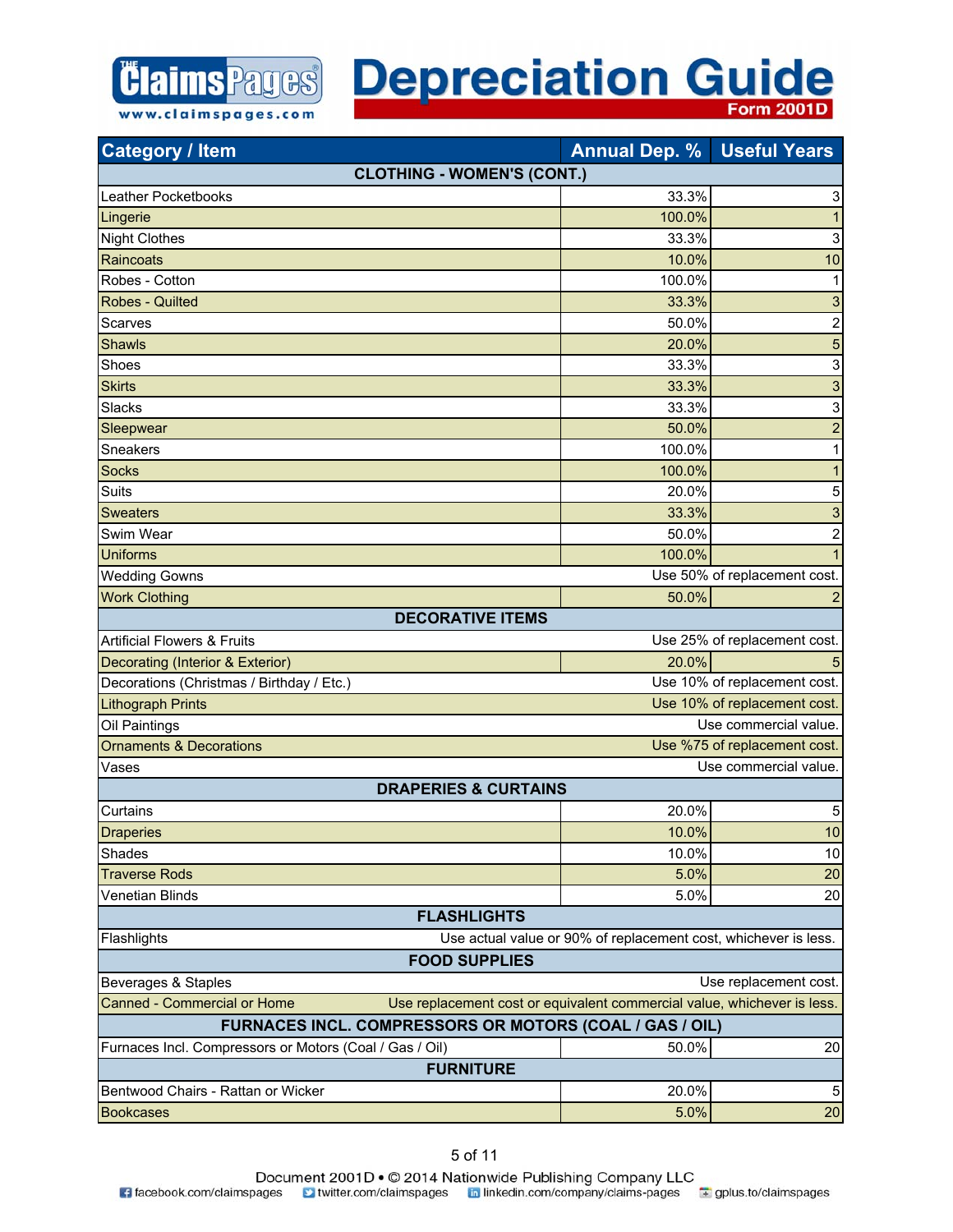# Depreciation Guide

Form 2001D

| Category / Item | Annual Dep. % | Useful Years |
|---|---|---|
| **CLOTHING - WOMEN'S (CONT.)** | | |
| Leather Pocketbooks | 33.3% | 3 |
| Lingerie | 100.0% | 1 |
| Night Clothes | 33.3% | 3 |
| Raincoats | 10.0% | 10 |
| Robes - Cotton | 100.0% | 1 |
| Robes - Quilted | 33.3% | 3 |
| Scarves | 50.0% | 2 |
| Shawls | 20.0% | 5 |
| Shoes | 33.3% | 3 |
| Skirts | 33.3% | 3 |
| Slacks | 33.3% | 3 |
| Sleepwear | 50.0% | 2 |
| Sneakers | 100.0% | 1 |
| Socks | 100.0% | 1 |
| Suits | 20.0% | 5 |
| Sweaters | 33.3% | 3 |
| Swim Wear | 50.0% | 2 |
| Uniforms | 100.0% | 1 |
| Wedding Gowns | Use 50% of replacement cost. | |
| Work Clothing | 50.0% | 2 |
| **DECORATIVE ITEMS** | | |
| Artificial Flowers & Fruits | Use 25% of replacement cost. | |
| Decorating (Interior & Exterior) | 20.0% | 5 |
| Decorations (Christmas / Birthday / Etc.) | Use 10% of replacement cost. | |
| Lithograph Prints | Use 10% of replacement cost. | |
| Oil Paintings | Use commercial value. | |
| Ornaments & Decorations | Use %75 of replacement cost. | |
| Vases | Use commercial value. | |
| **DRAPERIES & CURTAINS** | | |
| Curtains | 20.0% | 5 |
| Draperies | 10.0% | 10 |
| Shades | 10.0% | 10 |
| Traverse Rods | 5.0% | 20 |
| Venetian Blinds | 5.0% | 20 |
| **FLASHLIGHTS** | | |
| Flashlights | Use actual value or 90% of replacement cost, whichever is less. | |
| **FOOD SUPPLIES** | | |
| Beverages & Staples | Use replacement cost. | |
| Canned - Commercial or Home | Use replacement cost or equivalent commercial value, whichever is less. | |
| **FURNACES INCL. COMPRESSORS OR MOTORS (COAL / GAS / OIL)** | | |
| Furnaces Incl. Compressors or Motors (Coal / Gas / Oil) | 50.0% | 20 |
| **FURNITURE** | | |
| Bentwood Chairs - Rattan or Wicker | 20.0% | 5 |
| Bookcases | 5.0% | 20 |

Document 2001D • © 2014 Nationwide Publishing Company LLC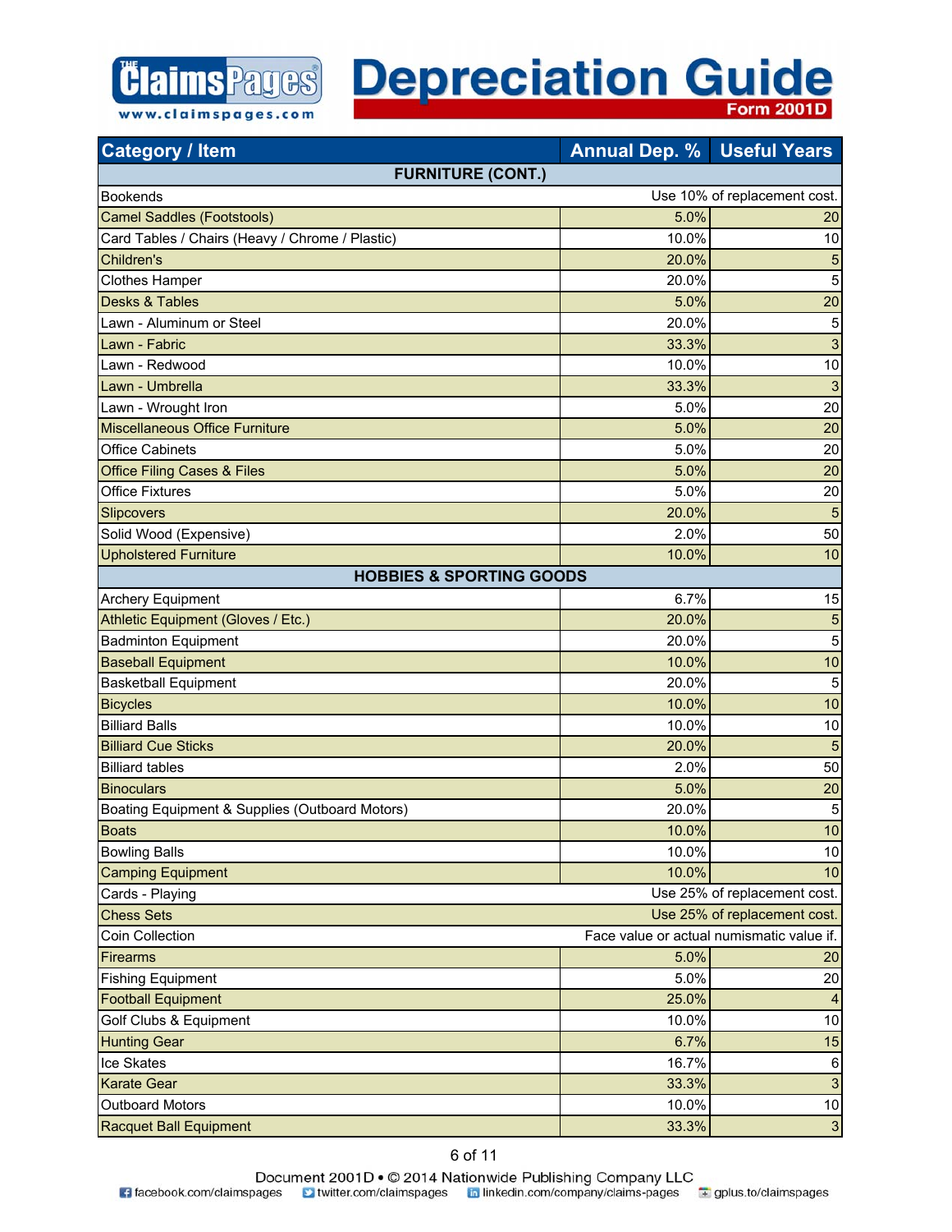# Depreciation Guide

Form 2001D

| Category / Item | Annual Dep. % | Useful Years |
| --- | --- | --- |
| **FURNITURE (CONT.)** | | |
| Bookends | Use 10% of replacement cost. | |
| Camel Saddles (Footstools) | 5.0% | 20 |
| Card Tables / Chairs (Heavy / Chrome / Plastic) | 10.0% | 10 |
| Children's | 20.0% | 5 |
| Clothes Hamper | 20.0% | 5 |
| Desks & Tables | 5.0% | 20 |
| Lawn - Aluminum or Steel | 20.0% | 5 |
| Lawn - Fabric | 33.3% | 3 |
| Lawn - Redwood | 10.0% | 10 |
| Lawn - Umbrella | 33.3% | 3 |
| Lawn - Wrought Iron | 5.0% | 20 |
| Miscellaneous Office Furniture | 5.0% | 20 |
| Office Cabinets | 5.0% | 20 |
| Office Filing Cases & Files | 5.0% | 20 |
| Office Fixtures | 5.0% | 20 |
| Slipcovers | 20.0% | 5 |
| Solid Wood (Expensive) | 2.0% | 50 |
| Upholstered Furniture | 10.0% | 10 |
| **HOBBIES & SPORTING GOODS** | | |
| Archery Equipment | 6.7% | 15 |
| Athletic Equipment (Gloves / Etc.) | 20.0% | 5 |
| Badminton Equipment | 20.0% | 5 |
| Baseball Equipment | 10.0% | 10 |
| Basketball Equipment | 20.0% | 5 |
| Bicycles | 10.0% | 10 |
| Billiard Balls | 10.0% | 10 |
| Billiard Cue Sticks | 20.0% | 5 |
| Billiard tables | 2.0% | 50 |
| Binoculars | 5.0% | 20 |
| Boating Equipment & Supplies (Outboard Motors) | 20.0% | 5 |
| Boats | 10.0% | 10 |
| Bowling Balls | 10.0% | 10 |
| Camping Equipment | 10.0% | 10 |
| Cards - Playing | Use 25% of replacement cost. | |
| Chess Sets | Use 25% of replacement cost. | |
| Coin Collection | Face value or actual numismatic value if. | |
| Firearms | 5.0% | 20 |
| Fishing Equipment | 5.0% | 20 |
| Football Equipment | 25.0% | 4 |
| Golf Clubs & Equipment | 10.0% | 10 |
| Hunting Gear | 6.7% | 15 |
| Ice Skates | 16.7% | 6 |
| Karate Gear | 33.3% | 3 |
| Outboard Motors | 10.0% | 10 |
| Racquet Ball Equipment | 33.3% | 3 |

Document 2001D • © 2014 Nationwide Publishing Company LLC

facebook.com/claimspages twitter.com/claimspages linkedin.com/company/claims-pages gplus.to/claimspages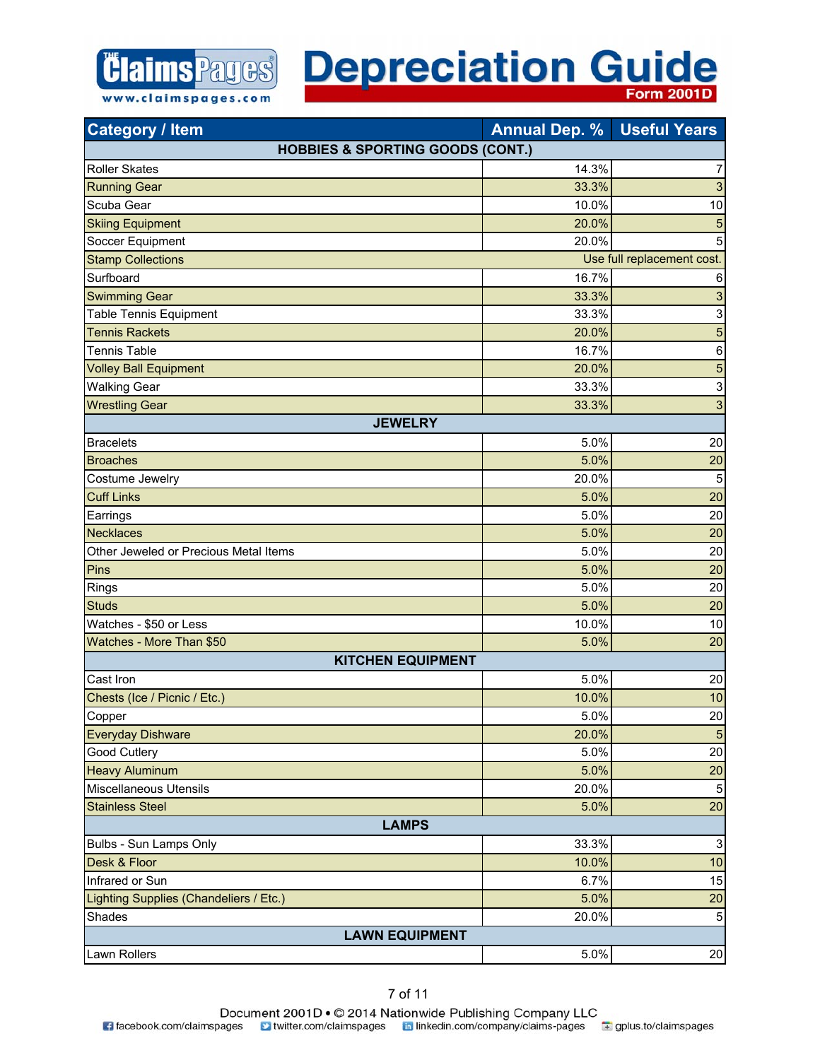# Depreciation Guide

Form 2001D

| Category / Item | Annual Dep. % | Useful Years |
|---|---|---|
| **HOBBIES & SPORTING GOODS (CONT.)** | | |
| Roller Skates | 14.3% | 7 |
| Running Gear | 33.3% | 3 |
| Scuba Gear | 10.0% | 10 |
| Skiing Equipment | 20.0% | 5 |
| Soccer Equipment | 20.0% | 5 |
| Stamp Collections | Use full replacement cost. | |
| Surfboard | 16.7% | 6 |
| Swimming Gear | 33.3% | 3 |
| Table Tennis Equipment | 33.3% | 3 |
| Tennis Rackets | 20.0% | 5 |
| Tennis Table | 16.7% | 6 |
| Volley Ball Equipment | 20.0% | 5 |
| Walking Gear | 33.3% | 3 |
| Wrestling Gear | 33.3% | 3 |
| **JEWELRY** | | |
| Bracelets | 5.0% | 20 |
| Broaches | 5.0% | 20 |
| Costume Jewelry | 20.0% | 5 |
| Cuff Links | 5.0% | 20 |
| Earrings | 5.0% | 20 |
| Necklaces | 5.0% | 20 |
| Other Jeweled or Precious Metal Items | 5.0% | 20 |
| Pins | 5.0% | 20 |
| Rings | 5.0% | 20 |
| Studs | 5.0% | 20 |
| Watches - $50 or Less | 10.0% | 10 |
| Watches - More Than $50 | 5.0% | 20 |
| **KITCHEN EQUIPMENT** | | |
| Cast Iron | 5.0% | 20 |
| Chests (Ice / Picnic / Etc.) | 10.0% | 10 |
| Copper | 5.0% | 20 |
| Everyday Dishware | 20.0% | 5 |
| Good Cutlery | 5.0% | 20 |
| Heavy Aluminum | 5.0% | 20 |
| Miscellaneous Utensils | 20.0% | 5 |
| Stainless Steel | 5.0% | 20 |
| **LAMPS** | | |
| Bulbs - Sun Lamps Only | 33.3% | 3 |
| Desk & Floor | 10.0% | 10 |
| Infrared or Sun | 6.7% | 15 |
| Lighting Supplies (Chandeliers / Etc.) | 5.0% | 20 |
| Shades | 20.0% | 5 |
| **LAWN EQUIPMENT** | | |
| Lawn Rollers | 5.0% | 20 |

Document 2001D • © 2014 Nationwide Publishing Company LLC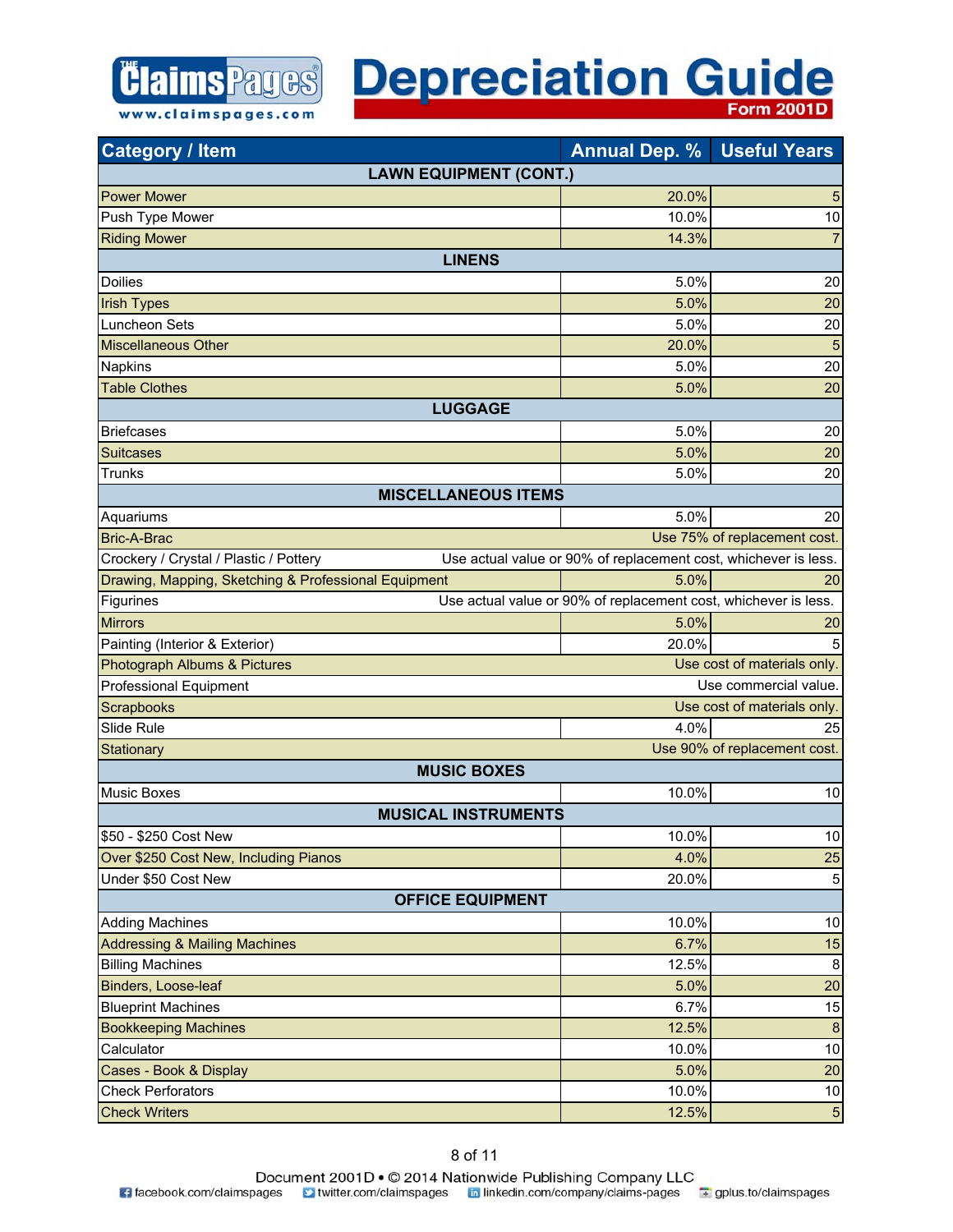# ClaimsPages Depreciation Guide

www.claimspages.com

Form 2001D

| Category / Item | Annual Dep. % | Useful Years |
|---|---|---|
| **LAWN EQUIPMENT (CONT.)** | | |
| Power Mower | 20.0% | 5 |
| Push Type Mower | 10.0% | 10 |
| Riding Mower | 14.3% | 7 |
| **LINENS** | | |
| Doilies | 5.0% | 20 |
| Irish Types | 5.0% | 20 |
| Luncheon Sets | 5.0% | 20 |
| Miscellaneous Other | 20.0% | 5 |
| Napkins | 5.0% | 20 |
| Table Clothes | 5.0% | 20 |
| **LUGGAGE** | | |
| Briefcases | 5.0% | 20 |
| Suitcases | 5.0% | 20 |
| Trunks | 5.0% | 20 |
| **MISCELLANEOUS ITEMS** | | |
| Aquariums | 5.0% | 20 |
| Bric-A-Brac | Use 75% of replacement cost. | |
| Crockery / Crystal / Plastic / Pottery | Use actual value or 90% of replacement cost, whichever is less. | |
| Drawing, Mapping, Sketching & Professional Equipment | 5.0% | 20 |
| Figurines | Use actual value or 90% of replacement cost, whichever is less. | |
| Mirrors | 5.0% | 20 |
| Painting (Interior & Exterior) | 20.0% | 5 |
| Photograph Albums & Pictures | Use cost of materials only. | |
| Professional Equipment | Use commercial value. | |
| Scrapbooks | Use cost of materials only. | |
| Slide Rule | 4.0% | 25 |
| Stationary | Use 90% of replacement cost. | |
| **MUSIC BOXES** | | |
| Music Boxes | 10.0% | 10 |
| **MUSICAL INSTRUMENTS** | | |
| $50 - $250 Cost New | 10.0% | 10 |
| Over $250 Cost New, Including Pianos | 4.0% | 25 |
| Under $50 Cost New | 20.0% | 5 |
| **OFFICE EQUIPMENT** | | |
| Adding Machines | 10.0% | 10 |
| Addressing & Mailing Machines | 6.7% | 15 |
| Billing Machines | 12.5% | 8 |
| Binders, Loose-leaf | 5.0% | 20 |
| Blueprint Machines | 6.7% | 15 |
| Bookkeeping Machines | 12.5% | 8 |
| Calculator | 10.0% | 10 |
| Cases - Book & Display | 5.0% | 20 |
| Check Perforators | 10.0% | 10 |
| Check Writers | 12.5% | 5 |

Document 2001D • © 2014 Nationwide Publishing Company LLC
facebook.com/claimspages twitter.com/claimspages linkedin.com/company/claims-pages gplus.to/claimspages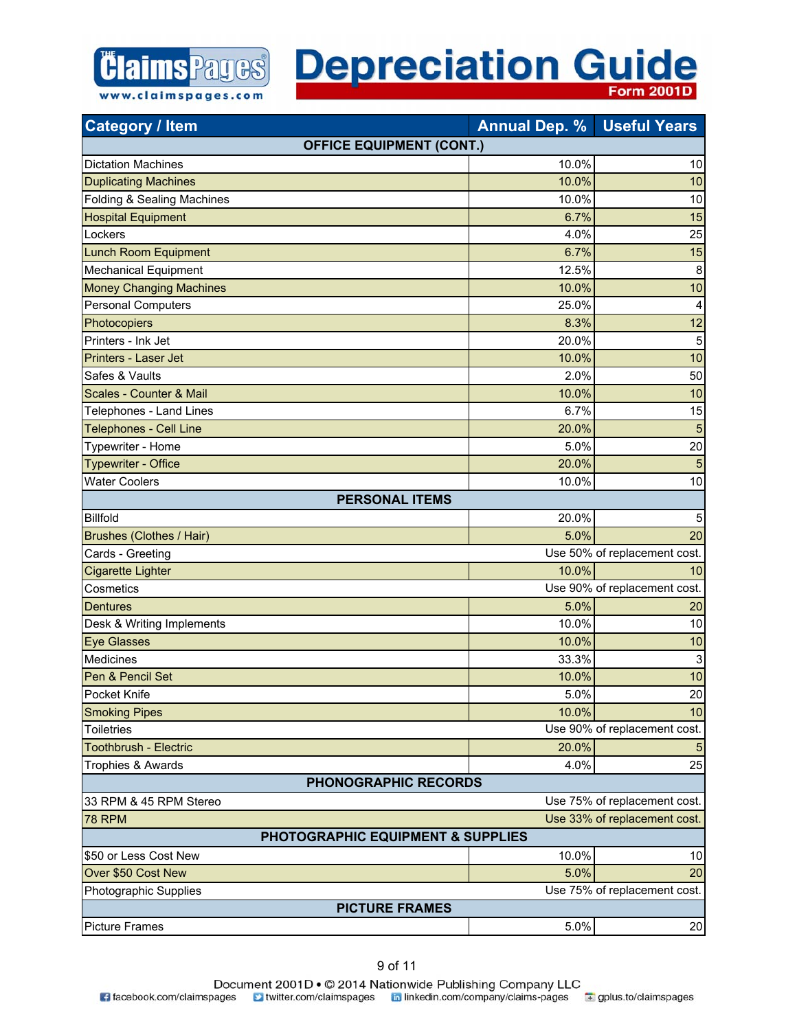# Depreciation Guide

Form 2001D

| Category / Item | Annual Dep. % | Useful Years |
|---|---|---|
| **OFFICE EQUIPMENT (CONT.)** | | |
| Dictation Machines | 10.0% | 10 |
| Duplicating Machines | 10.0% | 10 |
| Folding & Sealing Machines | 10.0% | 10 |
| Hospital Equipment | 6.7% | 15 |
| Lockers | 4.0% | 25 |
| Lunch Room Equipment | 6.7% | 15 |
| Mechanical Equipment | 12.5% | 8 |
| Money Changing Machines | 10.0% | 10 |
| Personal Computers | 25.0% | 4 |
| Photocopiers | 8.3% | 12 |
| Printers - Ink Jet | 20.0% | 5 |
| Printers - Laser Jet | 10.0% | 10 |
| Safes & Vaults | 2.0% | 50 |
| Scales - Counter & Mail | 10.0% | 10 |
| Telephones - Land Lines | 6.7% | 15 |
| Telephones - Cell Line | 20.0% | 5 |
| Typewriter - Home | 5.0% | 20 |
| Typewriter - Office | 20.0% | 5 |
| Water Coolers | 10.0% | 10 |
| **PERSONAL ITEMS** | | |
| Billfold | 20.0% | 5 |
| Brushes (Clothes / Hair) | 5.0% | 20 |
| Cards - Greeting | Use 50% of replacement cost. | |
| Cigarette Lighter | 10.0% | 10 |
| Cosmetics | Use 90% of replacement cost. | |
| Dentures | 5.0% | 20 |
| Desk & Writing Implements | 10.0% | 10 |
| Eye Glasses | 10.0% | 10 |
| Medicines | 33.3% | 3 |
| Pen & Pencil Set | 10.0% | 10 |
| Pocket Knife | 5.0% | 20 |
| Smoking Pipes | 10.0% | 10 |
| Toiletries | Use 90% of replacement cost. | |
| Toothbrush - Electric | 20.0% | 5 |
| Trophies & Awards | 4.0% | 25 |
| **PHONOGRAPHIC RECORDS** | | |
| 33 RPM & 45 RPM Stereo | Use 75% of replacement cost. | |
| 78 RPM | Use 33% of replacement cost. | |
| **PHOTOGRAPHIC EQUIPMENT & SUPPLIES** | | |
| $50 or Less Cost New | 10.0% | 10 |
| Over $50 Cost New | 5.0% | 20 |
| Photographic Supplies | Use 75% of replacement cost. | |
| **PICTURE FRAMES** | | |
| Picture Frames | 5.0% | 20 |

Document 2001D • © 2014 Nationwide Publishing Company LLC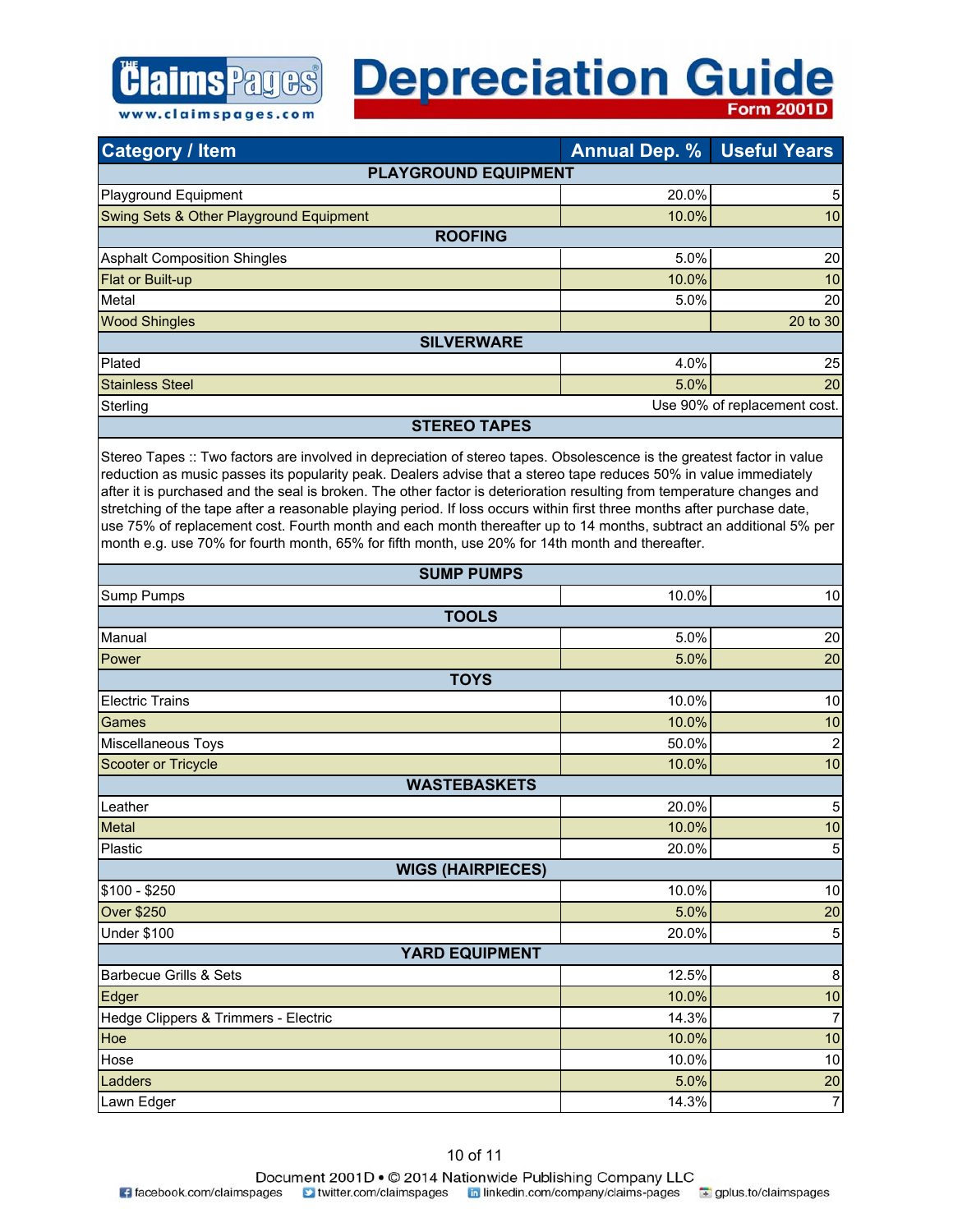# Depreciation Guide

Form 2001D

| Category / Item | Annual Dep. % | Useful Years |
|---|---|---|
| **PLAYGROUND EQUIPMENT** | | |
| Playground Equipment | 20.0% | 5 |
| Swing Sets & Other Playground Equipment | 10.0% | 10 |
| **ROOFING** | | |
| Asphalt Composition Shingles | 5.0% | 20 |
| Flat or Built-up | 10.0% | 10 |
| Metal | 5.0% | 20 |
| Wood Shingles | | 20 to 30 |
| **SILVERWARE** | | |
| Plated | 4.0% | 25 |
| Stainless Steel | 5.0% | 20 |
| Sterling | Use 90% of replacement cost. | |
| **STEREO TAPES** | | |
| Stereo Tapes :: Two factors are involved in depreciation of stereo tapes. Obsolescence is the greatest factor in value reduction as music passes its popularity peak. Dealers advise that a stereo tape reduces 50% in value immediately after it is purchased and the seal is broken. The other factor is deterioration resulting from temperature changes and stretching of the tape after a reasonable playing period. If loss occurs within first three months after purchase date, use 75% of replacement cost. Fourth month and each month thereafter up to 14 months, subtract an additional 5% per month e.g. use 70% for fourth month, 65% for fifth month, use 20% for 14th month and thereafter. | | |
| **SUMP PUMPS** | | |
| Sump Pumps | 10.0% | 10 |
| **TOOLS** | | |
| Manual | 5.0% | 20 |
| Power | 5.0% | 20 |
| **TOYS** | | |
| Electric Trains | 10.0% | 10 |
| Games | 10.0% | 10 |
| Miscellaneous Toys | 50.0% | 2 |
| Scooter or Tricycle | 10.0% | 10 |
| **WASTEBASKETS** | | |
| Leather | 20.0% | 5 |
| Metal | 10.0% | 10 |
| Plastic | 20.0% | 5 |
| **WIGS (HAIRPIECES)** | | |
| $100 - $250 | 10.0% | 10 |
| Over $250 | 5.0% | 20 |
| Under $100 | 20.0% | 5 |
| **YARD EQUIPMENT** | | |
| Barbecue Grills & Sets | 12.5% | 8 |
| Edger | 10.0% | 10 |
| Hedge Clippers & Trimmers - Electric | 14.3% | 7 |
| Hoe | 10.0% | 10 |
| Hose | 10.0% | 10 |
| Ladders | 5.0% | 20 |
| Lawn Edger | 14.3% | 7 |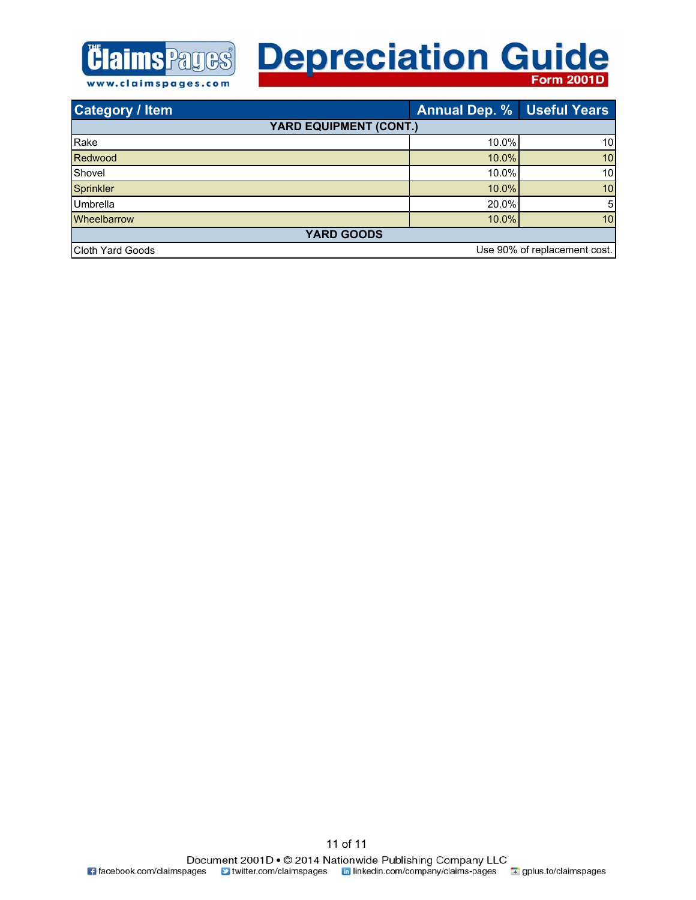| Category / Item | Annual Dep. % | Useful Years |
|---|---|---|
| **YARD EQUIPMENT (CONT.)** | | |
| Rake | 10.0% | 10 |
| Redwood | 10.0% | 10 |
| Shovel | 10.0% | 10 |
| Sprinkler | 10.0% | 10 |
| Umbrella | 20.0% | 5 |
| Wheelbarrow | 10.0% | 10 |
| **YARD GOODS** | | |
| Cloth Yard Goods | Use 90% of replacement cost. | |